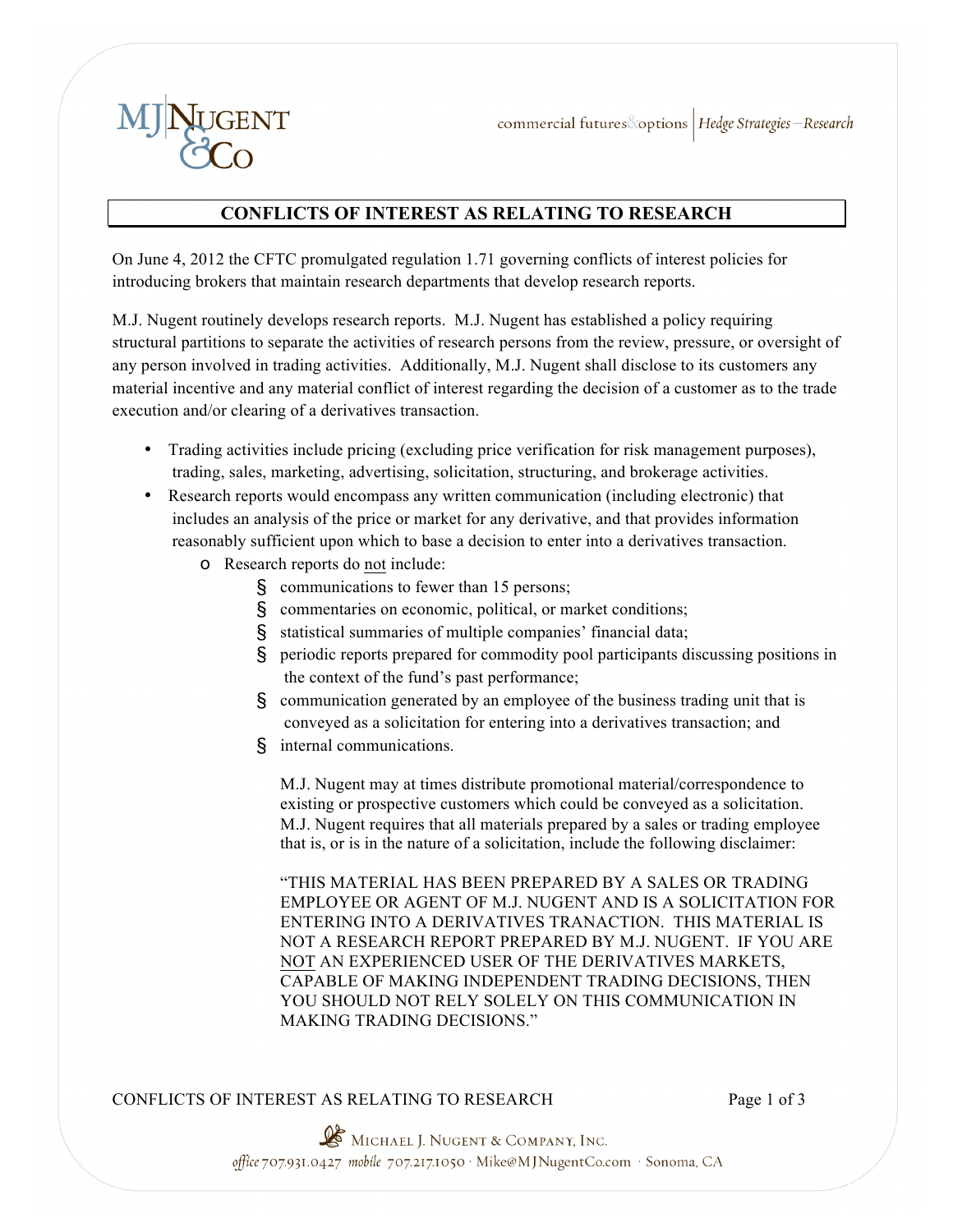# CONFLICTS OF INTEREST AS RELATING TO RESEARCH

On June 4, 2012 the CFTC promulgated regulation 1.71 governing conflicts of interest policies for introducing brokers that maintain research departments that develop research reports.

M.J. Nugent routinely develops research reports. M.J. Nugent has established a policy requiring structural partitions to separate the activities of research persons from the review, pressure, or oversight of any person involved in trading activities. Additionally, M.J. Nugent shall disclose to its customers any material incentive and any material conflict of interest regarding the decision of a customer as to the trade execution and/or clearing of a derivatives transaction.

- Trading activities include pricing (excluding price verification for risk management purposes), trading, sales, marketing, advertising, solicitation, structuring, and brokerage activities.
- Research reports would encompass any written communication (including electronic) that includes an analysis of the price or market for any derivative, and that provides information reasonably sufficient upon which to base a decision to enter into a derivatives transaction.
  - Research reports do <u>not</u> include:
    - communications to fewer than 15 persons;
    - commentaries on economic, political, or market conditions;
    - statistical summaries of multiple companies' financial data;
    - periodic reports prepared for commodity pool participants discussing positions in the context of the fund's past performance;
    - communication generated by an employee of the business trading unit that is conveyed as a solicitation for entering into a derivatives transaction; and
    - internal communications.

      M.J. Nugent may at times distribute promotional material/correspondence to existing or prospective customers which could be conveyed as a solicitation. M.J. Nugent requires that all materials prepared by a sales or trading employee that is, or is in the nature of a solicitation, include the following disclaimer:

      "THIS MATERIAL HAS BEEN PREPARED BY A SALES OR TRADING EMPLOYEE OR AGENT OF M.J. NUGENT AND IS A SOLICITATION FOR ENTERING INTO A DERIVATIVES TRANACTION. THIS MATERIAL IS NOT A RESEARCH REPORT PREPARED BY M.J. NUGENT. IF YOU ARE <u>NOT</u> AN EXPERIENCED USER OF THE DERIVATIVES MARKETS, CAPABLE OF MAKING INDEPENDENT TRADING DECISIONS, THEN YOU SHOULD NOT RELY SOLELY ON THIS COMMUNICATION IN MAKING TRADING DECISIONS."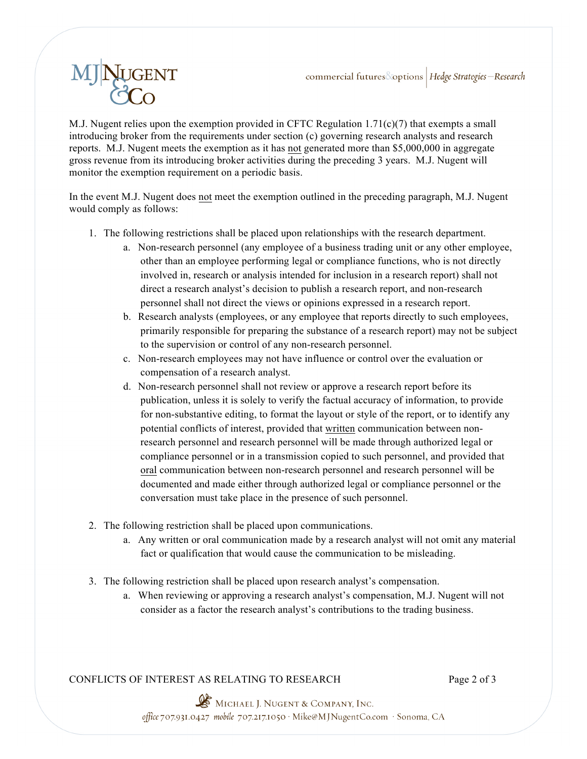M.J. Nugent relies upon the exemption provided in CFTC Regulation 1.71(c)(7) that exempts a small introducing broker from the requirements under section (c) governing research analysts and research reports. M.J. Nugent meets the exemption as it has not generated more than $5,000,000 in aggregate gross revenue from its introducing broker activities during the preceding 3 years. M.J. Nugent will monitor the exemption requirement on a periodic basis.

In the event M.J. Nugent does not meet the exemption outlined in the preceding paragraph, M.J. Nugent would comply as follows:

1. The following restrictions shall be placed upon relationships with the research department.
    a. Non-research personnel (any employee of a business trading unit or any other employee, other than an employee performing legal or compliance functions, who is not directly involved in, research or analysis intended for inclusion in a research report) shall not direct a research analyst's decision to publish a research report, and non-research personnel shall not direct the views or opinions expressed in a research report.
    b. Research analysts (employees, or any employee that reports directly to such employees, primarily responsible for preparing the substance of a research report) may not be subject to the supervision or control of any non-research personnel.
    c. Non-research employees may not have influence or control over the evaluation or compensation of a research analyst.
    d. Non-research personnel shall not review or approve a research report before its publication, unless it is solely to verify the factual accuracy of information, to provide for non-substantive editing, to format the layout or style of the report, or to identify any potential conflicts of interest, provided that written communication between non-research personnel and research personnel will be made through authorized legal or compliance personnel or in a transmission copied to such personnel, and provided that oral communication between non-research personnel and research personnel will be documented and made either through authorized legal or compliance personnel or the conversation must take place in the presence of such personnel.

2. The following restriction shall be placed upon communications.
    a. Any written or oral communication made by a research analyst will not omit any material fact or qualification that would cause the communication to be misleading.

3. The following restriction shall be placed upon research analyst's compensation.
    a. When reviewing or approving a research analyst's compensation, M.J. Nugent will not consider as a factor the research analyst's contributions to the trading business.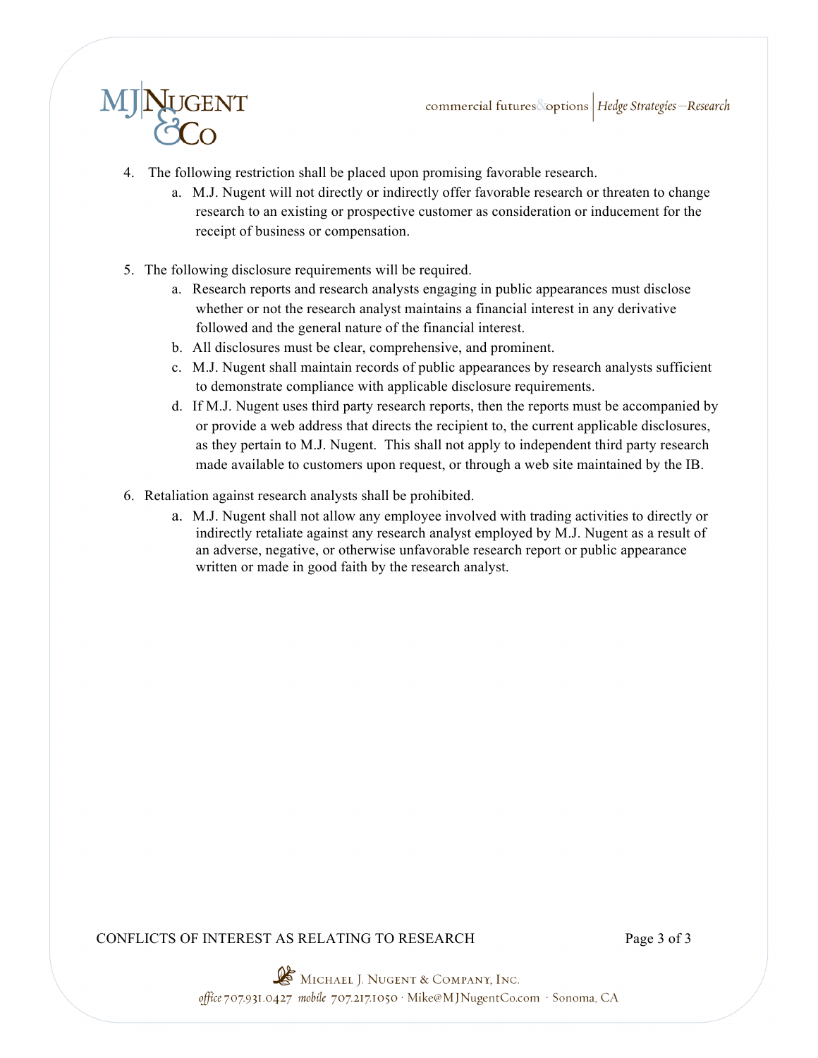4. The following restriction shall be placed upon promising favorable research.
   a. M.J. Nugent will not directly or indirectly offer favorable research or threaten to change research to an existing or prospective customer as consideration or inducement for the receipt of business or compensation.

5. The following disclosure requirements will be required.
   a. Research reports and research analysts engaging in public appearances must disclose whether or not the research analyst maintains a financial interest in any derivative followed and the general nature of the financial interest.
   b. All disclosures must be clear, comprehensive, and prominent.
   c. M.J. Nugent shall maintain records of public appearances by research analysts sufficient to demonstrate compliance with applicable disclosure requirements.
   d. If M.J. Nugent uses third party research reports, then the reports must be accompanied by or provide a web address that directs the recipient to, the current applicable disclosures, as they pertain to M.J. Nugent. This shall not apply to independent third party research made available to customers upon request, or through a web site maintained by the IB.

6. Retaliation against research analysts shall be prohibited.
   a. M.J. Nugent shall not allow any employee involved with trading activities to directly or indirectly retaliate against any research analyst employed by M.J. Nugent as a result of an adverse, negative, or otherwise unfavorable research report or public appearance written or made in good faith by the research analyst.